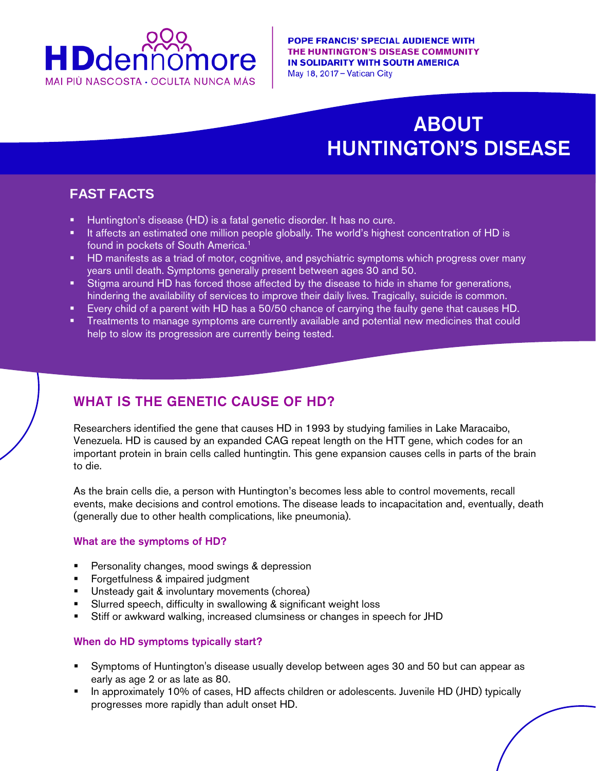HDdennomore

MAI PIÙ NASCOSTA · OCULTA NUNCA MÁS

**POPE FRANCIS' SPECIAL AUDIENCE WITH THE HUNTINGTON'S DISEASE COMMUNITY IN SOLIDARITY WITH SOUTH AMERICA**
May 18, 2017 – Vatican City

# ABOUT HUNTINGTON'S DISEASE

## FAST FACTS

- Huntington's disease (HD) is a fatal genetic disorder. It has no cure.
- It affects an estimated one million people globally. The world's highest concentration of HD is found in pockets of South America.[1]
- HD manifests as a triad of motor, cognitive, and psychiatric symptoms which progress over many years until death. Symptoms generally present between ages 30 and 50.
- Stigma around HD has forced those affected by the disease to hide in shame for generations, hindering the availability of services to improve their daily lives. Tragically, suicide is common.
- Every child of a parent with HD has a 50/50 chance of carrying the faulty gene that causes HD.
- Treatments to manage symptoms are currently available and potential new medicines that could help to slow its progression are currently being tested.

## WHAT IS THE GENETIC CAUSE OF HD?

Researchers identified the gene that causes HD in 1993 by studying families in Lake Maracaibo, Venezuela. HD is caused by an expanded CAG repeat length on the HTT gene, which codes for an important protein in brain cells called huntingtin. This gene expansion causes cells in parts of the brain to die.

As the brain cells die, a person with Huntington's becomes less able to control movements, recall events, make decisions and control emotions. The disease leads to incapacitation and, eventually, death (generally due to other health complications, like pneumonia).

### What are the symptoms of HD?

- Personality changes, mood swings & depression
- Forgetfulness & impaired judgment
- Unsteady gait & involuntary movements (chorea)
- Slurred speech, difficulty in swallowing & significant weight loss
- Stiff or awkward walking, increased clumsiness or changes in speech for JHD

### When do HD symptoms typically start?

- Symptoms of Huntington's disease usually develop between ages 30 and 50 but can appear as early as age 2 or as late as 80.
- In approximately 10% of cases, HD affects children or adolescents. Juvenile HD (JHD) typically progresses more rapidly than adult onset HD.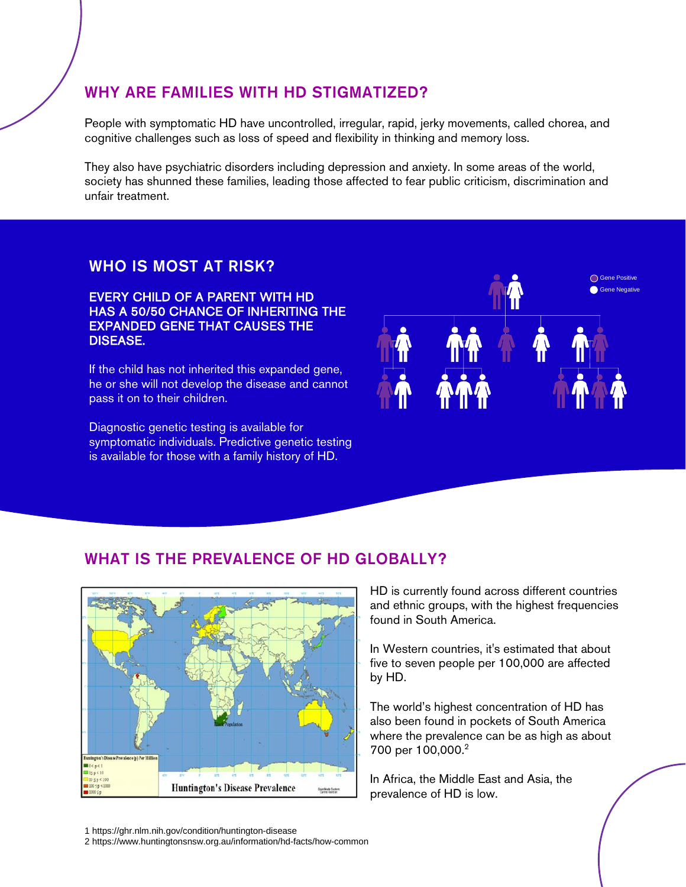## WHY ARE FAMILIES WITH HD STIGMATIZED?

People with symptomatic HD have uncontrolled, irregular, rapid, jerky movements, called chorea, and cognitive challenges such as loss of speed and flexibility in thinking and memory loss.

They also have psychiatric disorders including depression and anxiety. In some areas of the world, society has shunned these families, leading those affected to fear public criticism, discrimination and unfair treatment.

## WHO IS MOST AT RISK?

**EVERY CHILD OF A PARENT WITH HD HAS A 50/50 CHANCE OF INHERITING THE EXPANDED GENE THAT CAUSES THE DISEASE.**

If the child has not inherited this expanded gene, he or she will not develop the disease and cannot pass it on to their children.

Diagnostic genetic testing is available for symptomatic individuals. Predictive genetic testing is available for those with a family history of HD.

Gene Positive
Gene Negative

## WHAT IS THE PREVALENCE OF HD GLOBALLY?

Huntington's Disease Prevalence (p) Per Million
0 < p < 1
1 ≤ p < 10
10 ≤ p < 100
100 ≤ p < 1000
1000 ≤ p
Huntington's Disease Prevalence
Black Population

HD is currently found across different countries and ethnic groups, with the highest frequencies found in South America.

In Western countries, it's estimated that about five to seven people per 100,000 are affected by HD.

The world's highest concentration of HD has also been found in pockets of South America where the prevalence can be as high as about 700 per 100,000.[2]

In Africa, the Middle East and Asia, the prevalence of HD is low.

1 https://ghr.nlm.nih.gov/condition/huntington-disease
2 https://www.huntingtonsnsw.org.au/information/hd-facts/how-common